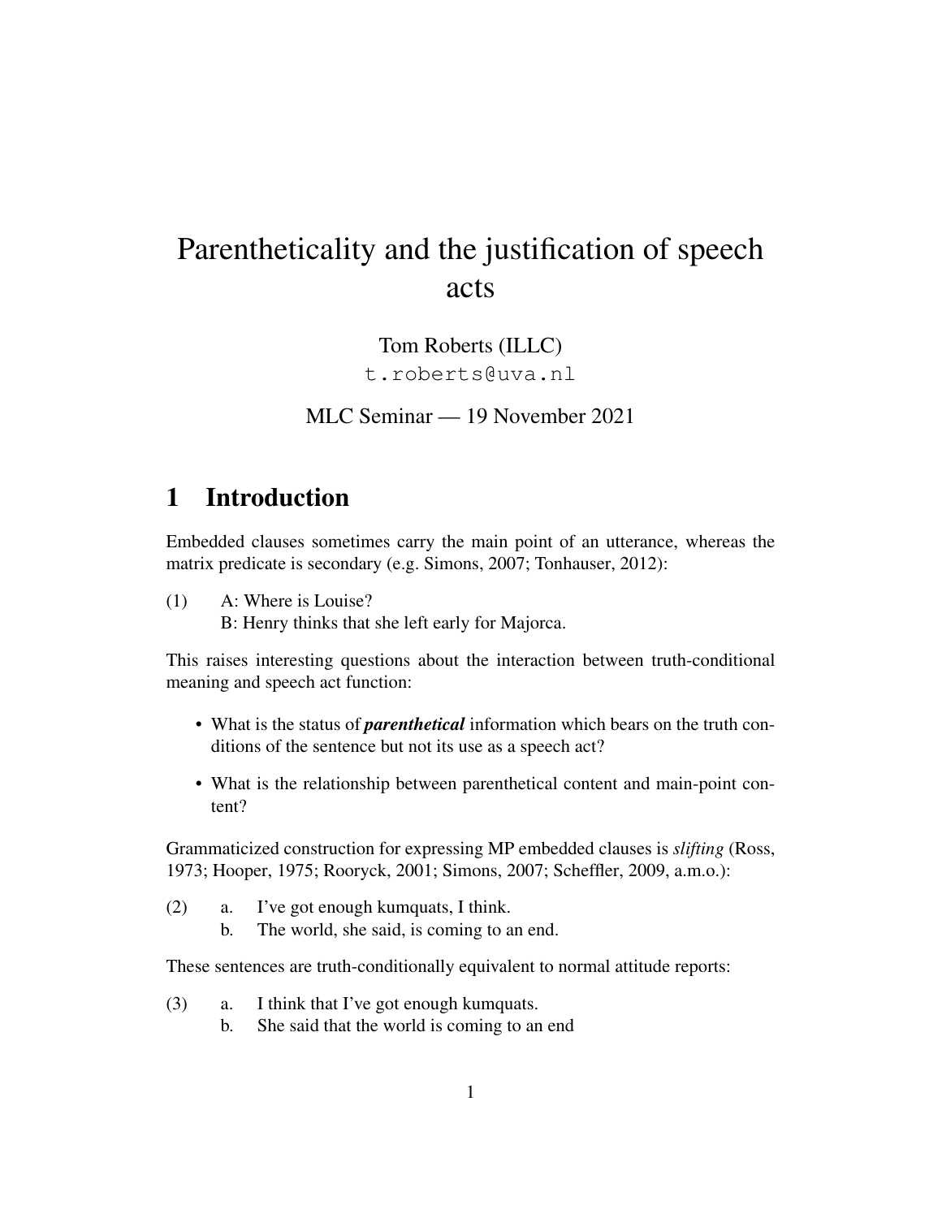# Parentheticality and the justification of speech acts

Tom Roberts (ILLC)
t.roberts@uva.nl

MLC Seminar — 19 November 2021

## 1 Introduction

Embedded clauses sometimes carry the main point of an utterance, whereas the matrix predicate is secondary (e.g. Simons, 2007; Tonhauser, 2012):

(1) A: Where is Louise?
B: Henry thinks that she left early for Majorca.

This raises interesting questions about the interaction between truth-conditional meaning and speech act function:

- What is the status of ***parenthetical*** information which bears on the truth conditions of the sentence but not its use as a speech act?
- What is the relationship between parenthetical content and main-point content?

Grammaticized construction for expressing MP embedded clauses is *slifting* (Ross, 1973; Hooper, 1975; Rooryck, 2001; Simons, 2007; Scheffler, 2009, a.m.o.):

(2) a. I've got enough kumquats, I think.
b. The world, she said, is coming to an end.

These sentences are truth-conditionally equivalent to normal attitude reports:

(3) a. I think that I've got enough kumquats.
b. She said that the world is coming to an end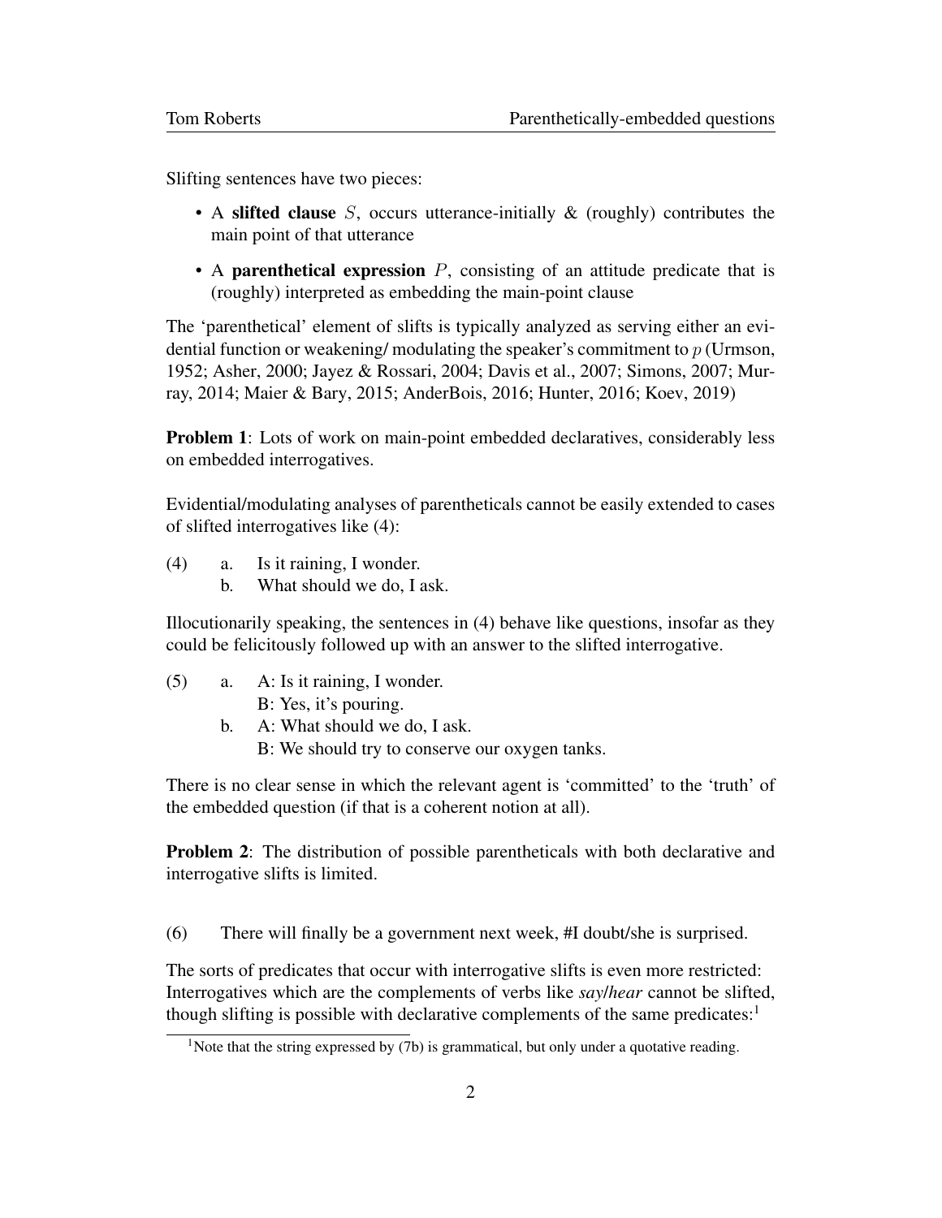Slifting sentences have two pieces:

- A **slifted clause** $S$, occurs utterance-initially & (roughly) contributes the main point of that utterance
- A **parenthetical expression** $P$, consisting of an attitude predicate that is (roughly) interpreted as embedding the main-point clause

The 'parenthetical' element of slifts is typically analyzed as serving either an evidential function or weakening/ modulating the speaker's commitment to $p$ (Urmson, 1952; Asher, 2000; Jayez & Rossari, 2004; Davis et al., 2007; Simons, 2007; Murray, 2014; Maier & Bary, 2015; AnderBois, 2016; Hunter, 2016; Koev, 2019)

**Problem 1**: Lots of work on main-point embedded declaratives, considerably less on embedded interrogatives.

Evidential/modulating analyses of parentheticals cannot be easily extended to cases of slifted interrogatives like (4):

(4) a. Is it raining, I wonder.
    b. What should we do, I ask.

Illocutionarily speaking, the sentences in (4) behave like questions, insofar as they could be felicitously followed up with an answer to the slifted interrogative.

(5) a. A: Is it raining, I wonder.
       B: Yes, it's pouring.
    b. A: What should we do, I ask.
       B: We should try to conserve our oxygen tanks.

There is no clear sense in which the relevant agent is 'committed' to the 'truth' of the embedded question (if that is a coherent notion at all).

**Problem 2**: The distribution of possible parentheticals with both declarative and interrogative slifts is limited.

(6) There will finally be a government next week, #I doubt/she is surprised.

The sorts of predicates that occur with interrogative slifts is even more restricted: Interrogatives which are the complements of verbs like *say*/*hear* cannot be slifted, though slifting is possible with declarative complements of the same predicates:[1]

[1] Note that the string expressed by (7b) is grammatical, but only under a quotative reading.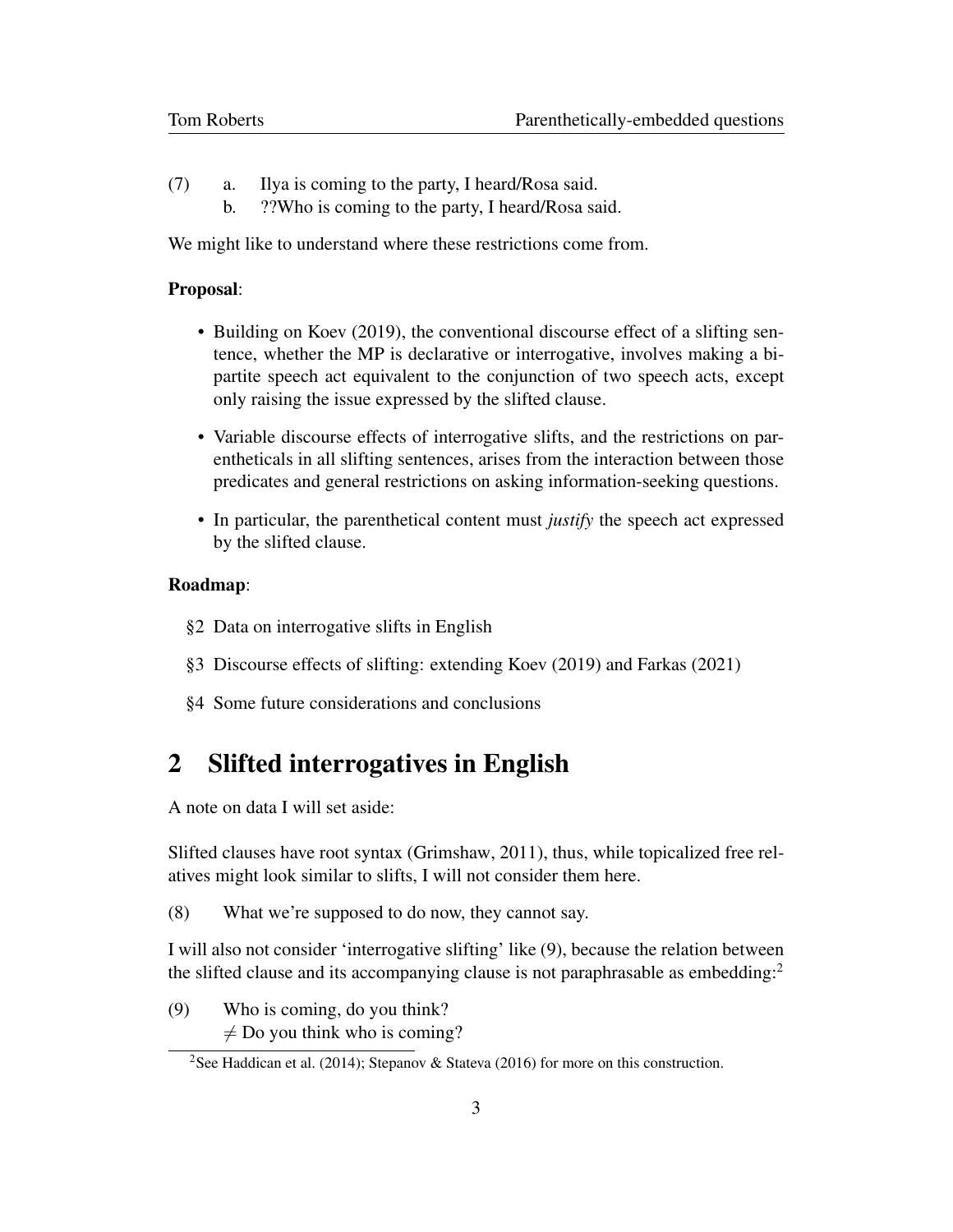(7) a. Ilya is coming to the party, I heard/Rosa said.
    b. ??Who is coming to the party, I heard/Rosa said.

We might like to understand where these restrictions come from.

**Proposal**:

- Building on Koev (2019), the conventional discourse effect of a slifting sentence, whether the MP is declarative or interrogative, involves making a bipartite speech act equivalent to the conjunction of two speech acts, except only raising the issue expressed by the slifted clause.
- Variable discourse effects of interrogative slifts, and the restrictions on parentheticals in all slifting sentences, arises from the interaction between those predicates and general restrictions on asking information-seeking questions.
- In particular, the parenthetical content must *justify* the speech act expressed by the slifted clause.

**Roadmap**:

§2 Data on interrogative slifts in English

§3 Discourse effects of slifting: extending Koev (2019) and Farkas (2021)

§4 Some future considerations and conclusions

## 2 Slifted interrogatives in English

A note on data I will set aside:

Slifted clauses have root syntax (Grimshaw, 2011), thus, while topicalized free relatives might look similar to slifts, I will not consider them here.

(8) What we're supposed to do now, they cannot say.

I will also not consider 'interrogative slifting' like (9), because the relation between the slifted clause and its accompanying clause is not paraphrasable as embedding:[2]

(9) Who is coming, do you think?
    $\neq$ Do you think who is coming?

[2]See Haddican et al. (2014); Stepanov & Stateva (2016) for more on this construction.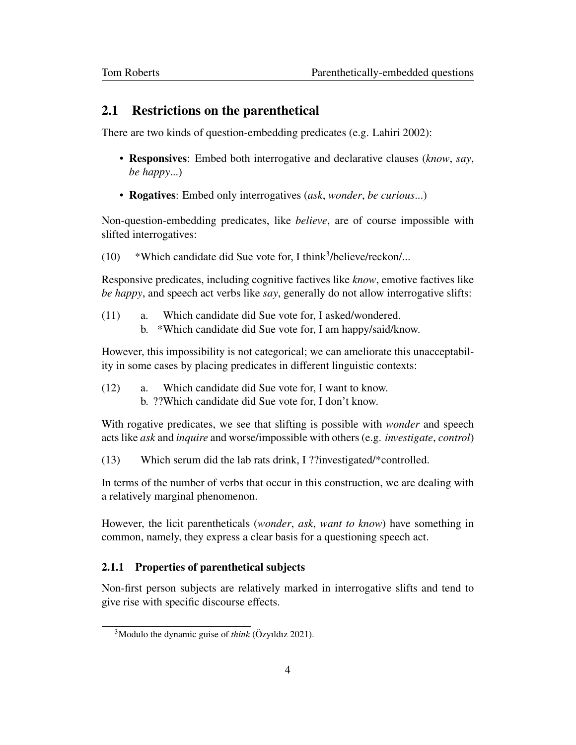## 2.1 Restrictions on the parenthetical

There are two kinds of question-embedding predicates (e.g. Lahiri 2002):

- **Responsives**: Embed both interrogative and declarative clauses (*know*, *say*, *be happy*...)
- **Rogatives**: Embed only interrogatives (*ask*, *wonder*, *be curious*...)

Non-question-embedding predicates, like *believe*, are of course impossible with slifted interrogatives:

(10) \*Which candidate did Sue vote for, I think[3]/believe/reckon/...

Responsive predicates, including cognitive factives like *know*, emotive factives like *be happy*, and speech act verbs like *say*, generally do not allow interrogative slifts:

(11) a. Which candidate did Sue vote for, I asked/wondered.
     b. \*Which candidate did Sue vote for, I am happy/said/know.

However, this impossibility is not categorical; we can ameliorate this unacceptability in some cases by placing predicates in different linguistic contexts:

(12) a. Which candidate did Sue vote for, I want to know.
     b. ??Which candidate did Sue vote for, I don't know.

With rogative predicates, we see that slifting is possible with *wonder* and speech acts like *ask* and *inquire* and worse/impossible with others (e.g. *investigate*, *control*)

(13) Which serum did the lab rats drink, I ??investigated/\*controlled.

In terms of the number of verbs that occur in this construction, we are dealing with a relatively marginal phenomenon.

However, the licit parentheticals (*wonder*, *ask*, *want to know*) have something in common, namely, they express a clear basis for a questioning speech act.

### 2.1.1 Properties of parenthetical subjects

Non-first person subjects are relatively marked in interrogative slifts and tend to give rise with specific discourse effects.

[3] Modulo the dynamic guise of *think* (Özyıldız 2021).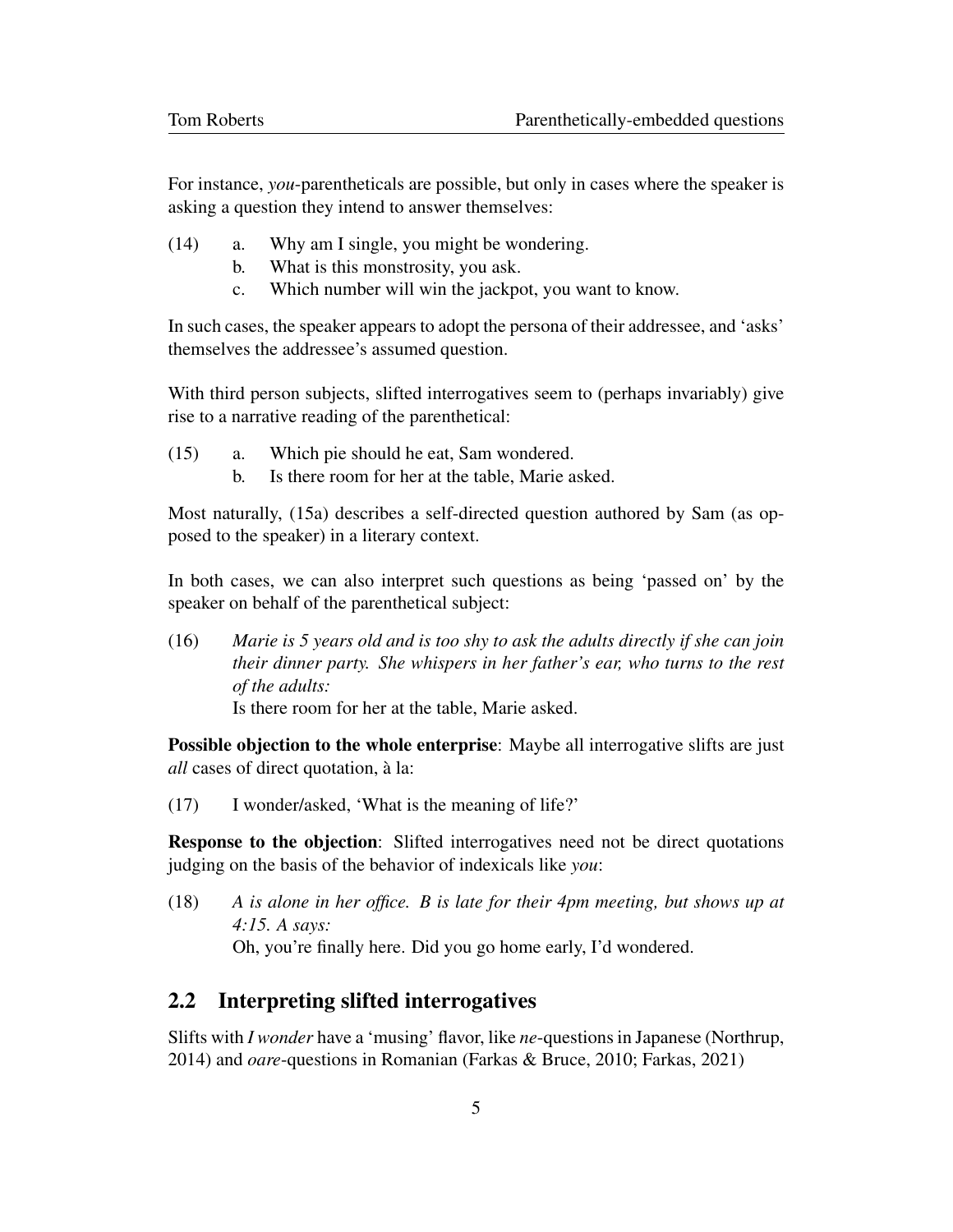For instance, *you*-parentheticals are possible, but only in cases where the speaker is asking a question they intend to answer themselves:

(14) a. Why am I single, you might be wondering.
  b. What is this monstrosity, you ask.
  c. Which number will win the jackpot, you want to know.

In such cases, the speaker appears to adopt the persona of their addressee, and 'asks' themselves the addressee's assumed question.

With third person subjects, slifted interrogatives seem to (perhaps invariably) give rise to a narrative reading of the parenthetical:

(15) a. Which pie should he eat, Sam wondered.
  b. Is there room for her at the table, Marie asked.

Most naturally, (15a) describes a self-directed question authored by Sam (as opposed to the speaker) in a literary context.

In both cases, we can also interpret such questions as being 'passed on' by the speaker on behalf of the parenthetical subject:

(16) *Marie is 5 years old and is too shy to ask the adults directly if she can join their dinner party. She whispers in her father's ear, who turns to the rest of the adults:*
  Is there room for her at the table, Marie asked.

**Possible objection to the whole enterprise**: Maybe all interrogative slifts are just *all* cases of direct quotation, à la:

(17) I wonder/asked, 'What is the meaning of life?'

**Response to the objection**: Slifted interrogatives need not be direct quotations judging on the basis of the behavior of indexicals like *you*:

(18) *A is alone in her office. B is late for their 4pm meeting, but shows up at 4:15. A says:*
  Oh, you're finally here. Did you go home early, I'd wondered.

## 2.2 Interpreting slifted interrogatives

Slifts with *I wonder* have a 'musing' flavor, like *ne*-questions in Japanese (Northrup, 2014) and *oare*-questions in Romanian (Farkas & Bruce, 2010; Farkas, 2021)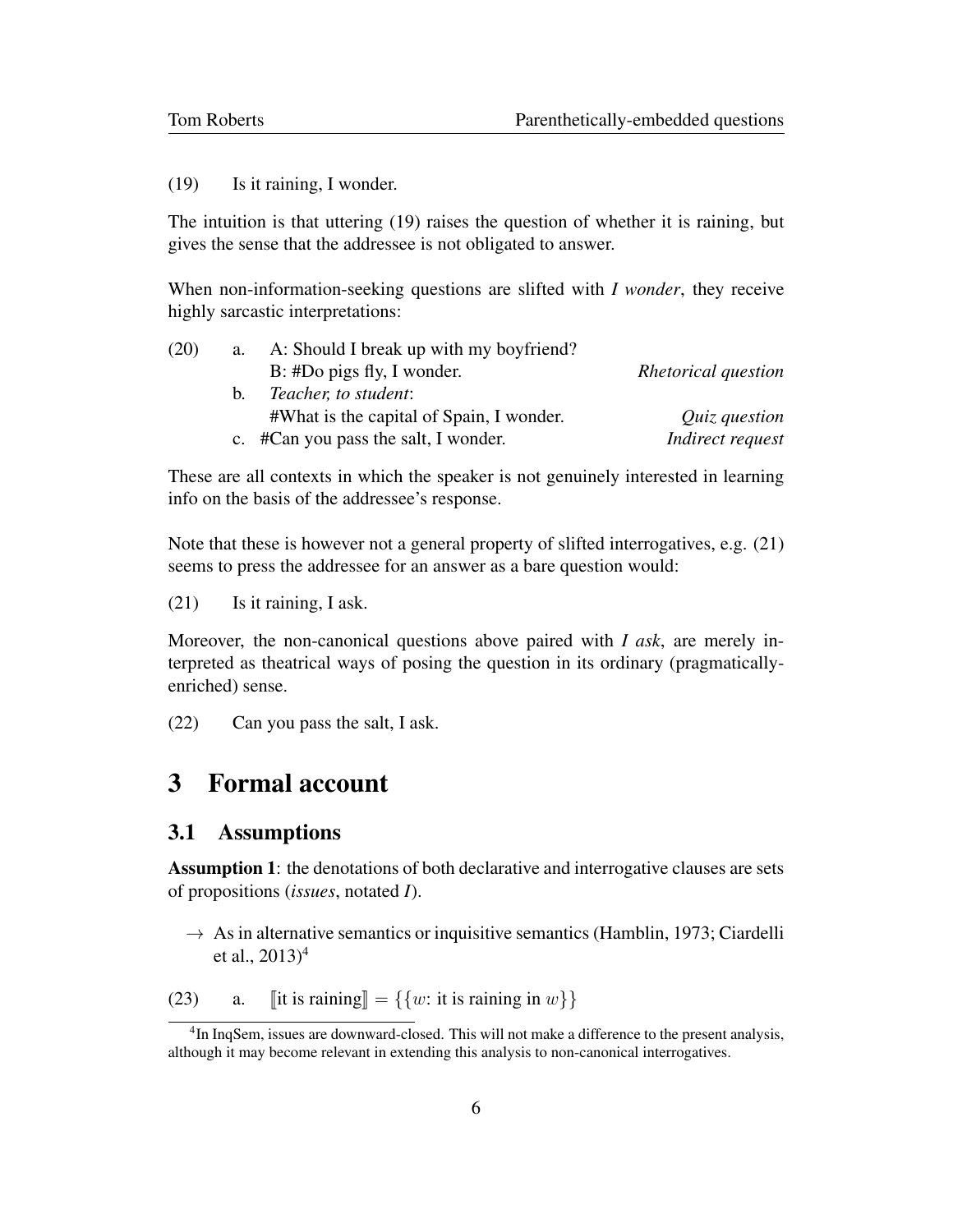(19) Is it raining, I wonder.

The intuition is that uttering (19) raises the question of whether it is raining, but gives the sense that the addressee is not obligated to answer.

When non-information-seeking questions are slifted with *I wonder*, they receive highly sarcastic interpretations:

(20) a. A: Should I break up with my boyfriend?
B: #Do pigs fly, I wonder. *Rhetorical question*

b. *Teacher, to student*:
#What is the capital of Spain, I wonder. *Quiz question*

c. #Can you pass the salt, I wonder. *Indirect request*

These are all contexts in which the speaker is not genuinely interested in learning info on the basis of the addressee's response.

Note that these is however not a general property of slifted interrogatives, e.g. (21) seems to press the addressee for an answer as a bare question would:

(21) Is it raining, I ask.

Moreover, the non-canonical questions above paired with *I ask*, are merely interpreted as theatrical ways of posing the question in its ordinary (pragmatically-enriched) sense.

(22) Can you pass the salt, I ask.

# 3 Formal account

## 3.1 Assumptions

**Assumption 1**: the denotations of both declarative and interrogative clauses are sets of propositions (*issues*, notated *I*).

→ As in alternative semantics or inquisitive semantics (Hamblin, 1973; Ciardelli et al., 2013)[4]

(23) a. $[\![\text{it is raining}]\!] = \{\{w\text{: it is raining in } w\}\}$

[4] In InqSem, issues are downward-closed. This will not make a difference to the present analysis, although it may become relevant in extending this analysis to non-canonical interrogatives.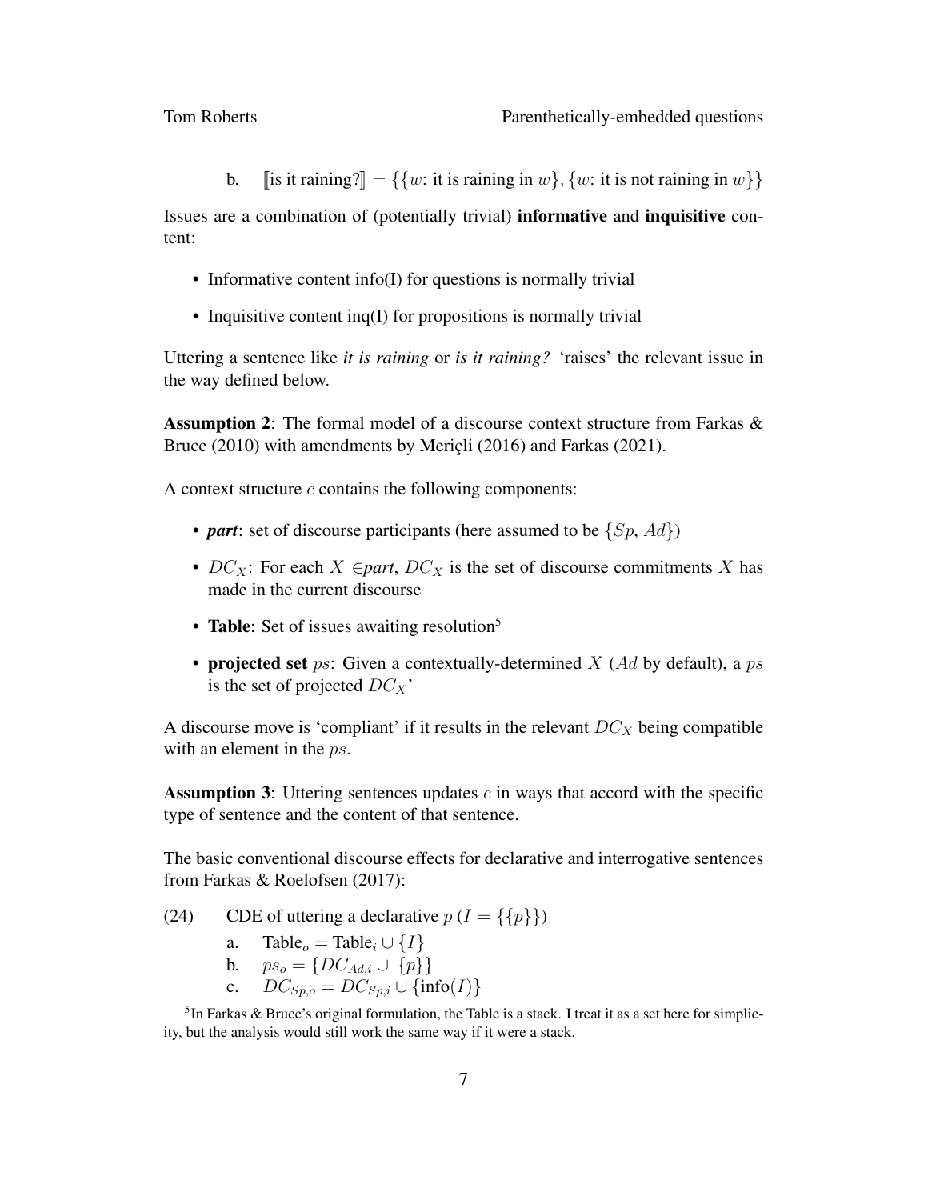b. $[\![\text{is it raining?}]\!] = \{\{w\text{: it is raining in } w\}, \{w\text{: it is not raining in } w\}\}$

Issues are a combination of (potentially trivial) **informative** and **inquisitive** content:

- Informative content info(I) for questions is normally trivial
- Inquisitive content inq(I) for propositions is normally trivial

Uttering a sentence like *it is raining* or *is it raining?* 'raises' the relevant issue in the way defined below.

**Assumption 2**: The formal model of a discourse context structure from Farkas & Bruce (2010) with amendments by Meriçli (2016) and Farkas (2021).

A context structure $c$ contains the following components:

- ***part***: set of discourse participants (here assumed to be $\{Sp, Ad\}$)
- $DC_X$: For each $X \in$*part*, $DC_X$ is the set of discourse commitments $X$ has made in the current discourse
- **Table**: Set of issues awaiting resolution[5]
- **projected set** $ps$: Given a contextually-determined $X$ ($Ad$ by default), a $ps$ is the set of projected $DC_X$'

A discourse move is 'compliant' if it results in the relevant $DC_X$ being compatible with an element in the $ps$.

**Assumption 3**: Uttering sentences updates $c$ in ways that accord with the specific type of sentence and the content of that sentence.

The basic conventional discourse effects for declarative and interrogative sentences from Farkas & Roelofsen (2017):

(24) CDE of uttering a declarative $p$ ($I = \{\{p\}\}$)

a. $\text{Table}_o = \text{Table}_i \cup \{I\}$

b. $ps_o = \{DC_{Ad,i} \cup \{p\}\}$

c. $DC_{Sp,o} = DC_{Sp,i} \cup \{\text{info}(I)\}$

[5] In Farkas & Bruce's original formulation, the Table is a stack. I treat it as a set here for simplicity, but the analysis would still work the same way if it were a stack.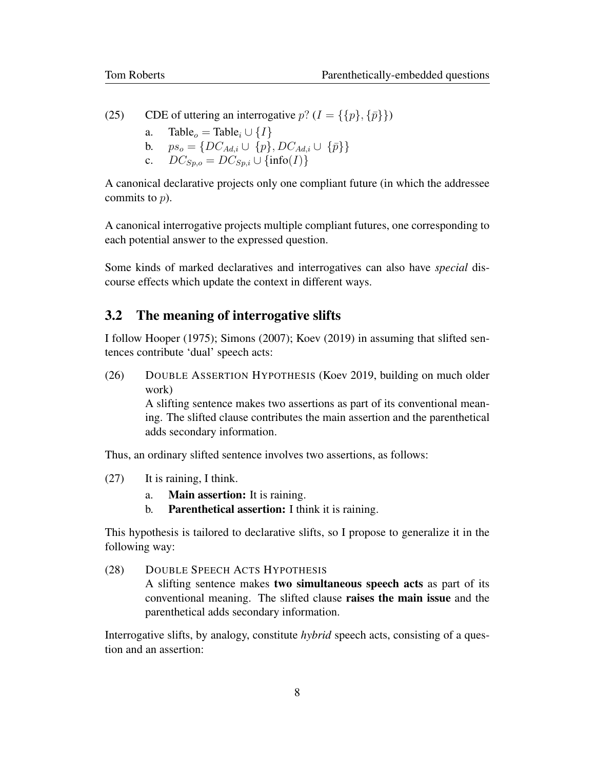(25) CDE of uttering an interrogative $p?$ ($I = \{\{p\}, \{\bar{p}\}\}$)

a. $\text{Table}_o = \text{Table}_i \cup \{I\}$

b. $ps_o = \{DC_{Ad,i} \cup \{p\}, DC_{Ad,i} \cup \{\bar{p}\}\}$

c. $DC_{Sp,o} = DC_{Sp,i} \cup \{\text{info}(I)\}$

A canonical declarative projects only one compliant future (in which the addressee commits to $p$).

A canonical interrogative projects multiple compliant futures, one corresponding to each potential answer to the expressed question.

Some kinds of marked declaratives and interrogatives can also have *special* discourse effects which update the context in different ways.

## 3.2 The meaning of interrogative slifts

I follow Hooper (1975); Simons (2007); Koev (2019) in assuming that slifted sentences contribute 'dual' speech acts:

(26) DOUBLE ASSERTION HYPOTHESIS (Koev 2019, building on much older work)
A slifting sentence makes two assertions as part of its conventional meaning. The slifted clause contributes the main assertion and the parenthetical adds secondary information.

Thus, an ordinary slifted sentence involves two assertions, as follows:

(27) It is raining, I think.

a. **Main assertion:** It is raining.

b. **Parenthetical assertion:** I think it is raining.

This hypothesis is tailored to declarative slifts, so I propose to generalize it in the following way:

(28) DOUBLE SPEECH ACTS HYPOTHESIS
A slifting sentence makes **two simultaneous speech acts** as part of its conventional meaning. The slifted clause **raises the main issue** and the parenthetical adds secondary information.

Interrogative slifts, by analogy, constitute *hybrid* speech acts, consisting of a question and an assertion: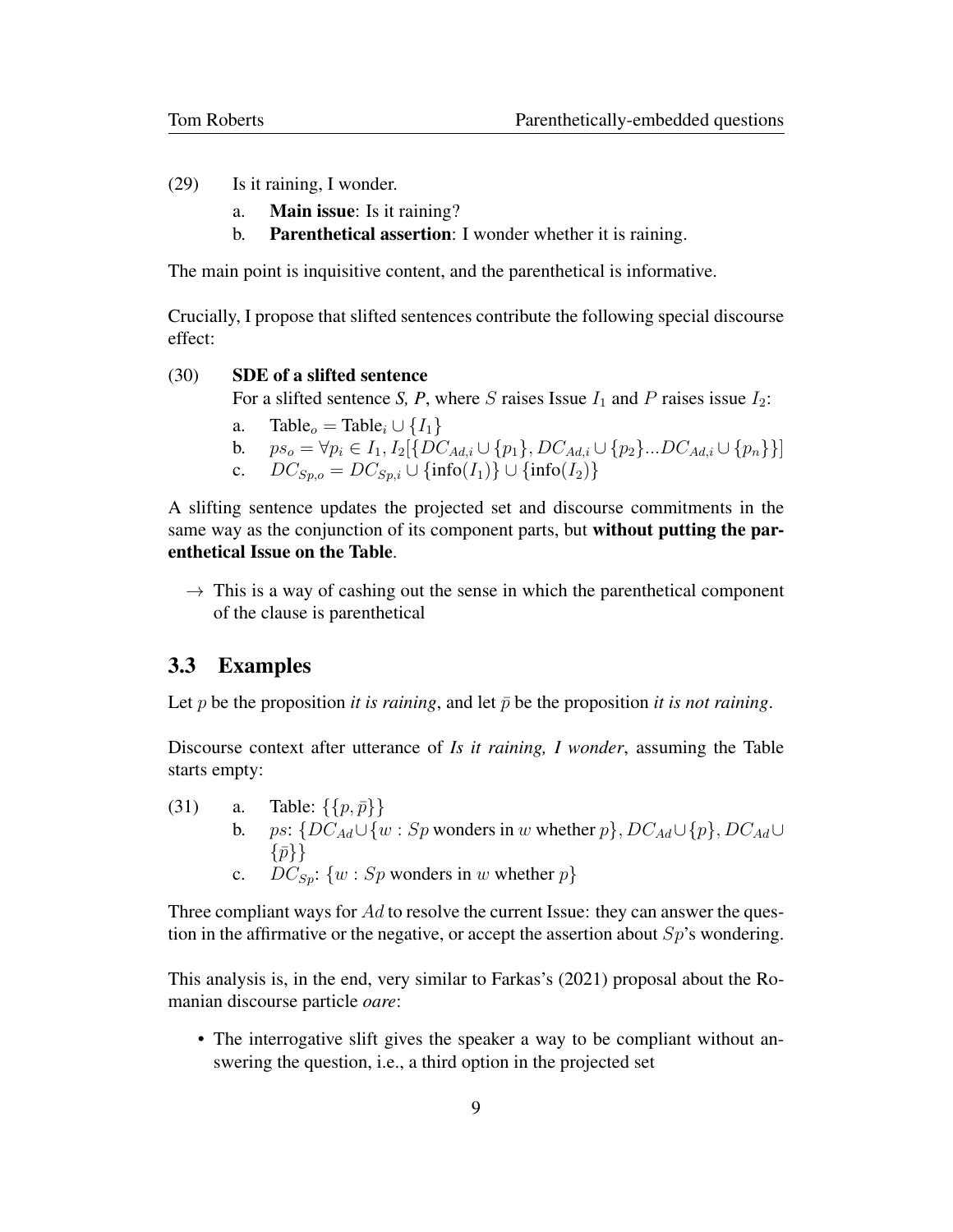(29) Is it raining, I wonder.

a. **Main issue**: Is it raining?

b. **Parenthetical assertion**: I wonder whether it is raining.

The main point is inquisitive content, and the parenthetical is informative.

Crucially, I propose that slifted sentences contribute the following special discourse effect:

(30) **SDE of a slifted sentence**

For a slifted sentence *S, P*, where $S$ raises Issue $I_1$ and $P$ raises issue $I_2$:

a. $\text{Table}_o = \text{Table}_i \cup \{I_1\}$

b. $ps_o = \forall p_i \in I_1, I_2[\{DC_{Ad,i} \cup \{p_1\}, DC_{Ad,i} \cup \{p_2\}...DC_{Ad,i} \cup \{p_n\}\}]$

c. $DC_{Sp,o} = DC_{Sp,i} \cup \{\text{info}(I_1)\} \cup \{\text{info}(I_2)\}$

A slifting sentence updates the projected set and discourse commitments in the same way as the conjunction of its component parts, but **without putting the parenthetical Issue on the Table**.

→ This is a way of cashing out the sense in which the parenthetical component of the clause is parenthetical

## 3.3 Examples

Let $p$ be the proposition *it is raining*, and let $\bar{p}$ be the proposition *it is not raining*.

Discourse context after utterance of *Is it raining, I wonder*, assuming the Table starts empty:

(31) a. Table: $\{\{p, \bar{p}\}\}$

b. $ps$: $\{DC_{Ad} \cup \{w : Sp \text{ wonders in } w \text{ whether } p\}, DC_{Ad} \cup \{p\}, DC_{Ad} \cup \{\bar{p}\}\}$

c. $DC_{Sp}$: $\{w : Sp \text{ wonders in } w \text{ whether } p\}$

Three compliant ways for $Ad$ to resolve the current Issue: they can answer the question in the affirmative or the negative, or accept the assertion about $Sp$'s wondering.

This analysis is, in the end, very similar to Farkas's (2021) proposal about the Romanian discourse particle *oare*:

- The interrogative slift gives the speaker a way to be compliant without answering the question, i.e., a third option in the projected set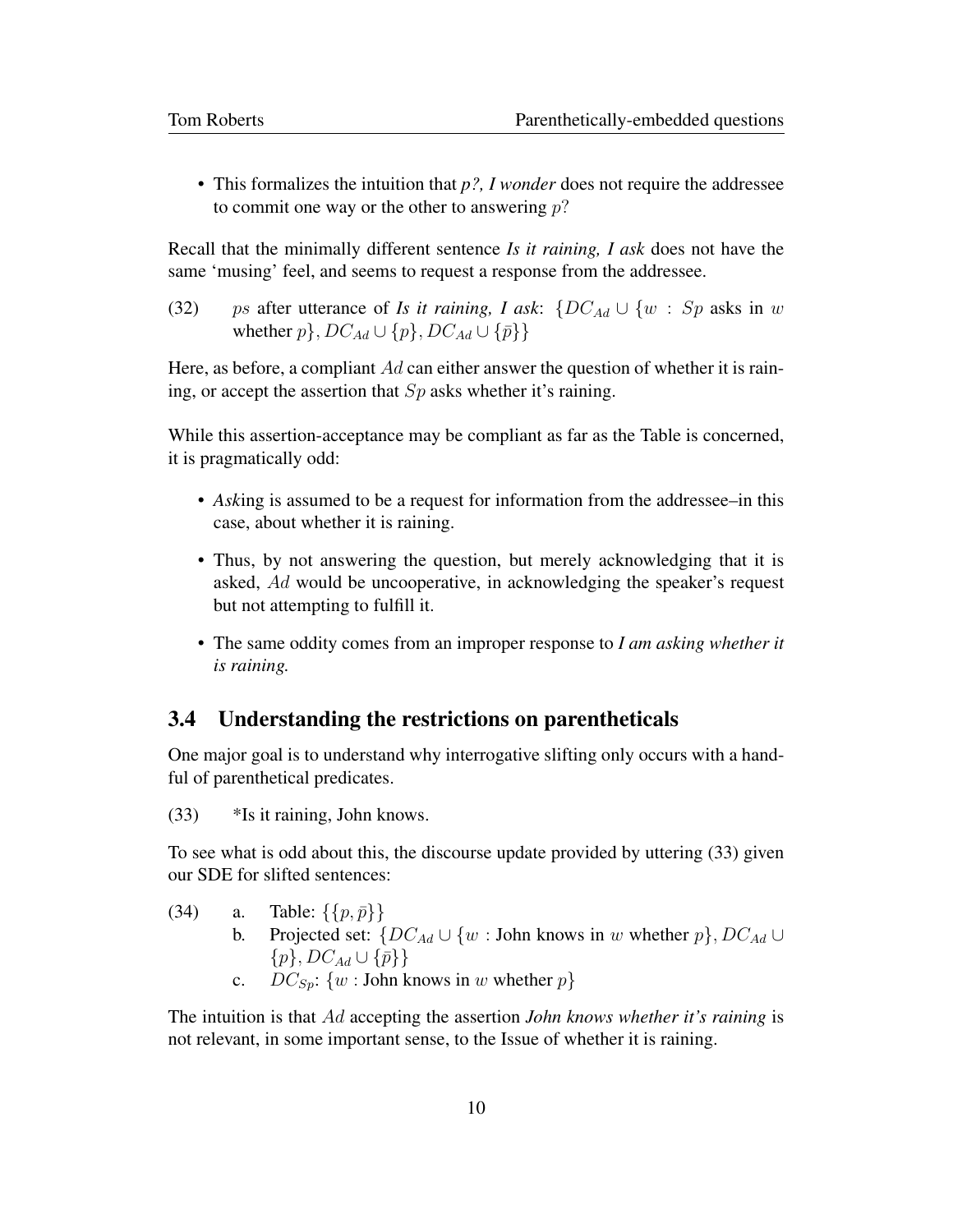- This formalizes the intuition that ***p?, I wonder*** does not require the addressee to commit one way or the other to answering $p$?

Recall that the minimally different sentence ***Is it raining, I ask*** does not have the same 'musing' feel, and seems to request a response from the addressee.

(32) $ps$ after utterance of ***Is it raining, I ask***: $\{DC_{Ad} \cup \{w : Sp \text{ asks in } w \text{ whether } p\}, DC_{Ad} \cup \{p\}, DC_{Ad} \cup \{\bar{p}\}\}$

Here, as before, a compliant $Ad$ can either answer the question of whether it is raining, or accept the assertion that $Sp$ asks whether it's raining.

While this assertion-acceptance may be compliant as far as the Table is concerned, it is pragmatically odd:

- ***Ask***ing is assumed to be a request for information from the addressee–in this case, about whether it is raining.
- Thus, by not answering the question, but merely acknowledging that it is asked, $Ad$ would be uncooperative, in acknowledging the speaker's request but not attempting to fulfill it.
- The same oddity comes from an improper response to ***I am asking whether it is raining.***

## 3.4 Understanding the restrictions on parentheticals

One major goal is to understand why interrogative slifting only occurs with a handful of parenthetical predicates.

(33) *Is it raining, John knows.

To see what is odd about this, the discourse update provided by uttering (33) given our SDE for slifted sentences:

(34)
a. Table: $\{\{p, \bar{p}\}\}$
b. Projected set: $\{DC_{Ad} \cup \{w : \text{John knows in } w \text{ whether } p\}, DC_{Ad} \cup \{p\}, DC_{Ad} \cup \{\bar{p}\}\}$
c. $DC_{Sp}$: $\{w : \text{John knows in } w \text{ whether } p\}$

The intuition is that $Ad$ accepting the assertion ***John knows whether it's raining*** is not relevant, in some important sense, to the Issue of whether it is raining.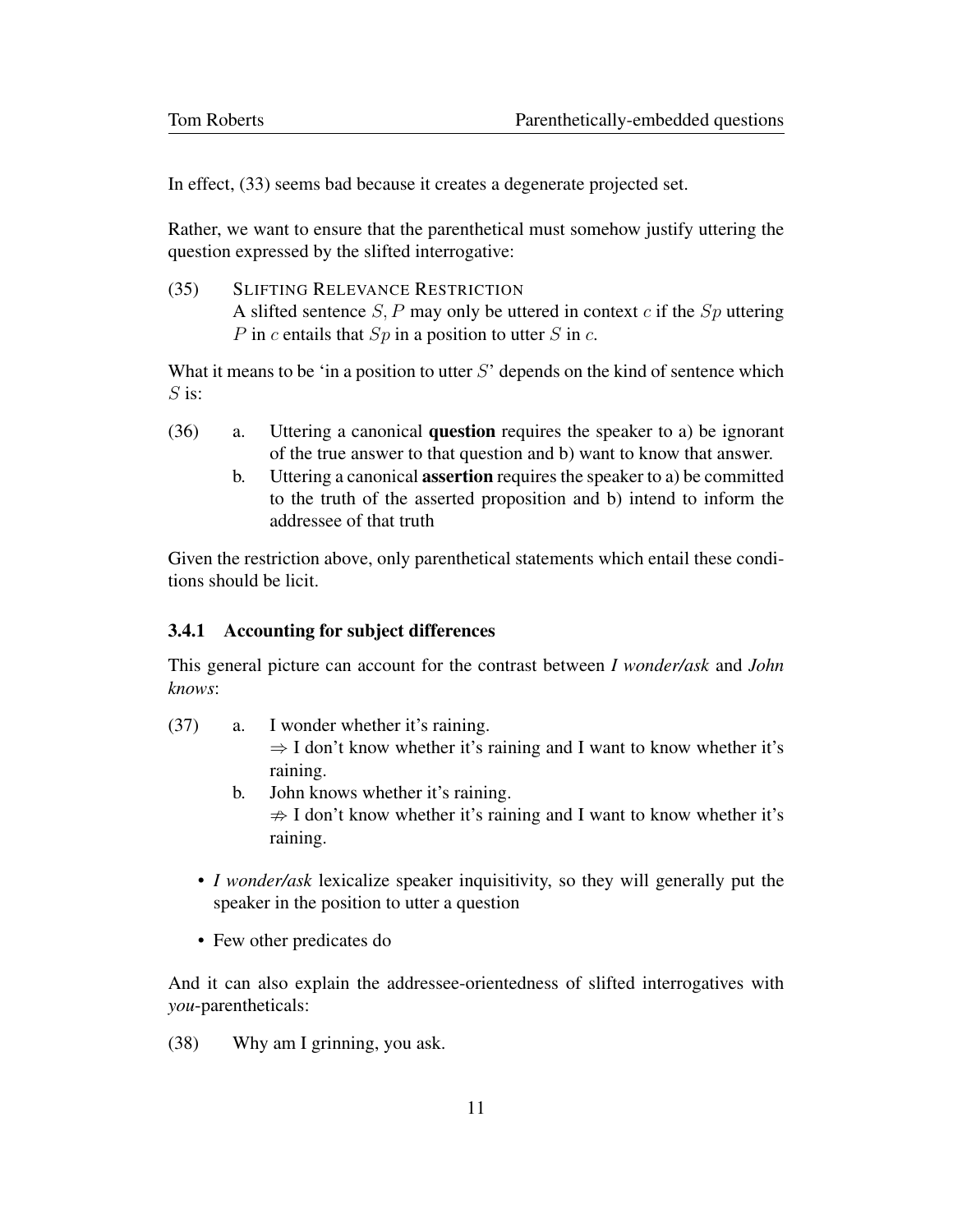In effect, (33) seems bad because it creates a degenerate projected set.

Rather, we want to ensure that the parenthetical must somehow justify uttering the question expressed by the slifted interrogative:

(35) SLIFTING RELEVANCE RESTRICTION
A slifted sentence $S, P$ may only be uttered in context $c$ if the $Sp$ uttering $P$ in $c$ entails that $Sp$ in a position to utter $S$ in $c$.

What it means to be 'in a position to utter $S$' depends on the kind of sentence which $S$ is:

(36) a. Uttering a canonical **question** requires the speaker to a) be ignorant of the true answer to that question and b) want to know that answer.
b. Uttering a canonical **assertion** requires the speaker to a) be committed to the truth of the asserted proposition and b) intend to inform the addressee of that truth

Given the restriction above, only parenthetical statements which entail these conditions should be licit.

### 3.4.1 Accounting for subject differences

This general picture can account for the contrast between *I wonder/ask* and *John knows*:

(37) a. I wonder whether it's raining.
$\Rightarrow$ I don't know whether it's raining and I want to know whether it's raining.
b. John knows whether it's raining.
$\not\Rightarrow$ I don't know whether it's raining and I want to know whether it's raining.

- *I wonder/ask* lexicalize speaker inquisitivity, so they will generally put the speaker in the position to utter a question
- Few other predicates do

And it can also explain the addressee-orientedness of slifted interrogatives with *you*-parentheticals:

(38) Why am I grinning, you ask.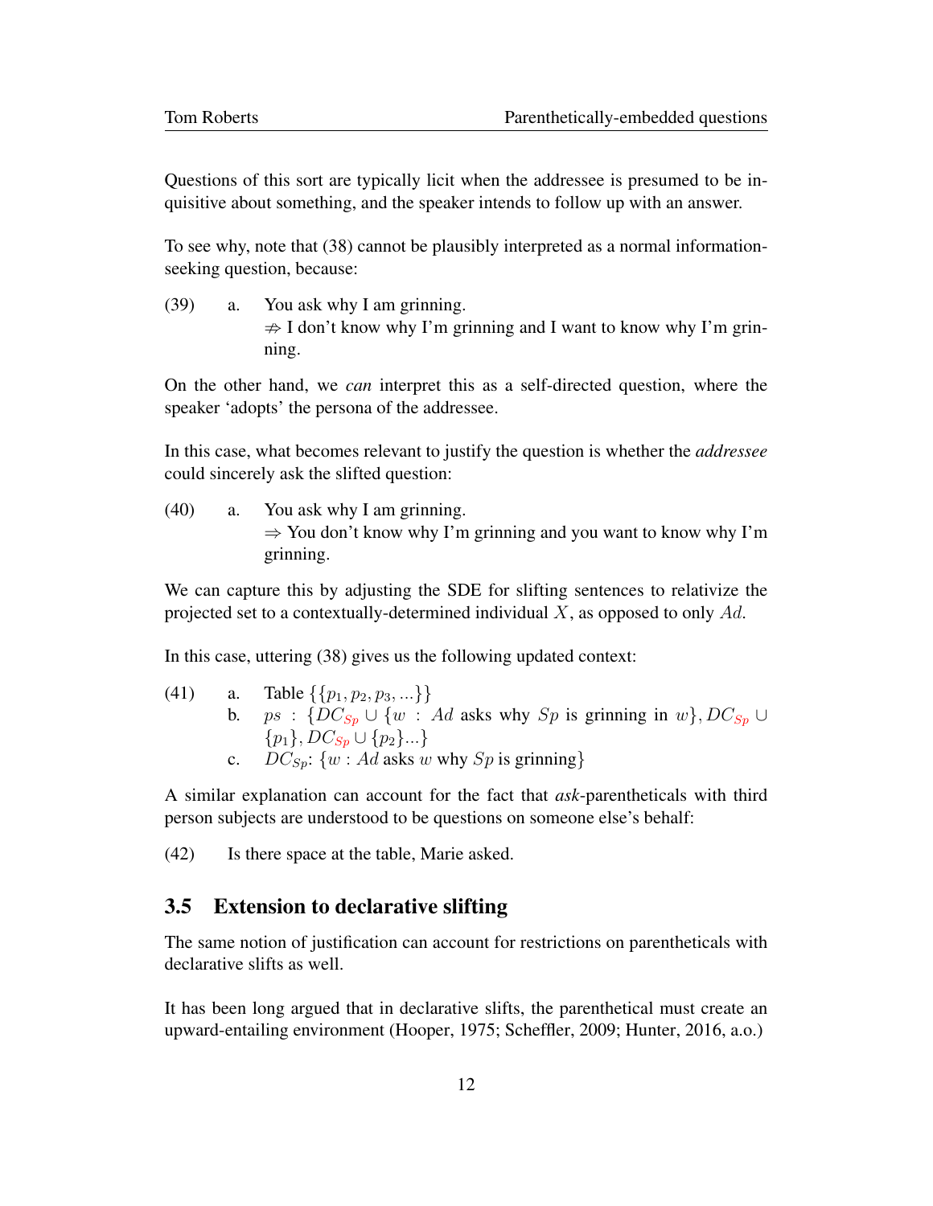Questions of this sort are typically licit when the addressee is presumed to be inquisitive about something, and the speaker intends to follow up with an answer.

To see why, note that (38) cannot be plausibly interpreted as a normal information-seeking question, because:

(39) a. You ask why I am grinning.
$\not\Rightarrow$ I don't know why I'm grinning and I want to know why I'm grinning.

On the other hand, we *can* interpret this as a self-directed question, where the speaker 'adopts' the persona of the addressee.

In this case, what becomes relevant to justify the question is whether the *addressee* could sincerely ask the slifted question:

(40) a. You ask why I am grinning.
$\Rightarrow$ You don't know why I'm grinning and you want to know why I'm grinning.

We can capture this by adjusting the SDE for slifting sentences to relativize the projected set to a contextually-determined individual $X$, as opposed to only $Ad$.

In this case, uttering (38) gives us the following updated context:

(41) a. Table $\{\{p_1, p_2, p_3, ...\}\}$
b. $ps$ : $\{DC_{Sp} \cup \{w : Ad$ asks why $Sp$ is grinning in $w\}, DC_{Sp} \cup \{p_1\}, DC_{Sp} \cup \{p_2\}...\}$
c. $DC_{Sp}$: $\{w : Ad$ asks $w$ why $Sp$ is grinning$\}$

A similar explanation can account for the fact that *ask*-parentheticals with third person subjects are understood to be questions on someone else's behalf:

(42) Is there space at the table, Marie asked.

## 3.5 Extension to declarative slifting

The same notion of justification can account for restrictions on parentheticals with declarative slifts as well.

It has been long argued that in declarative slifts, the parenthetical must create an upward-entailing environment (Hooper, 1975; Scheffler, 2009; Hunter, 2016, a.o.)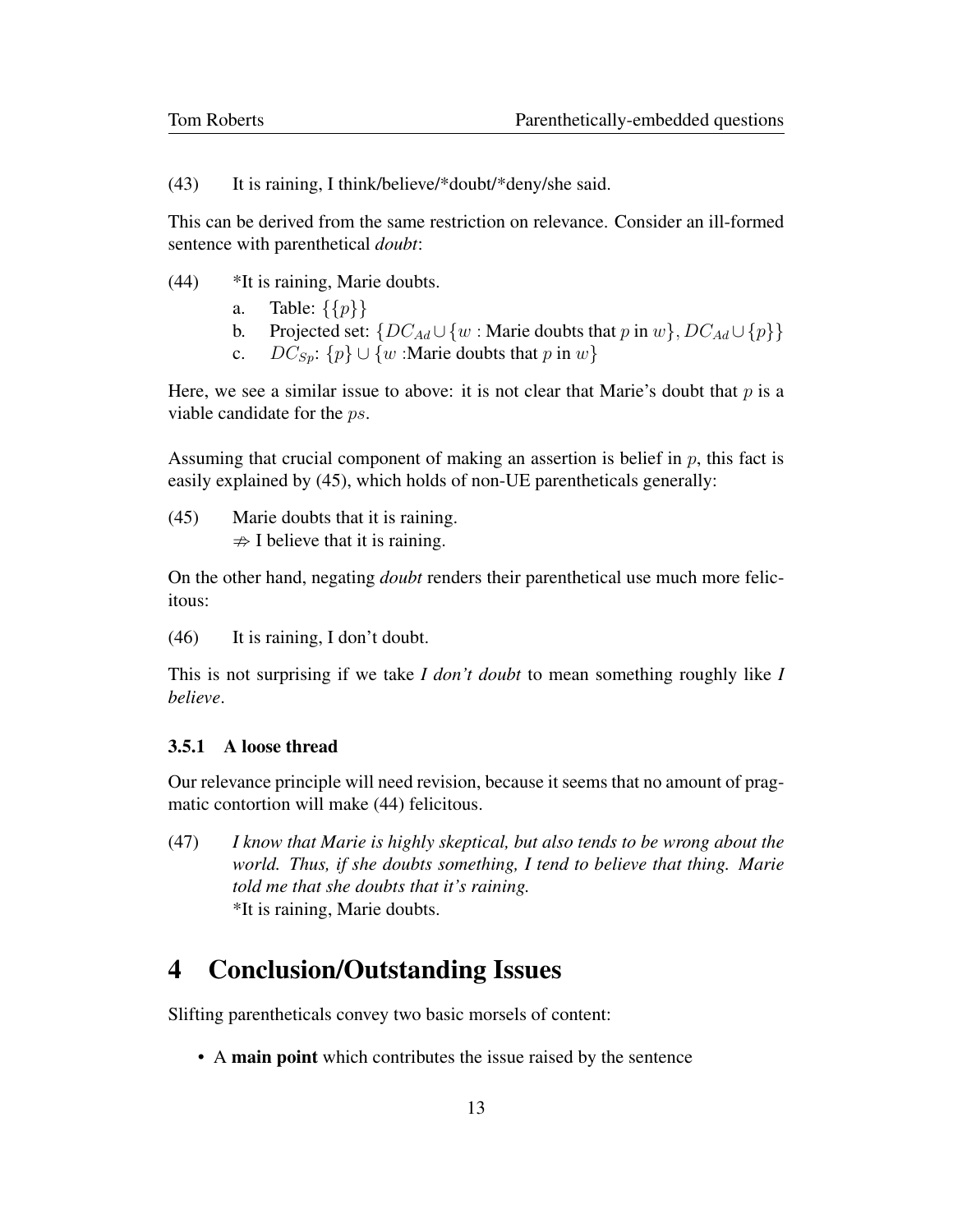(43) It is raining, I think/believe/*doubt/*deny/she said.

This can be derived from the same restriction on relevance. Consider an ill-formed sentence with parenthetical *doubt*:

(44) *It is raining, Marie doubts.

a. Table: $\{\{p\}\}$

b. Projected set: $\{DC_{Ad} \cup \{w : \text{Marie doubts that } p \text{ in } w\}, DC_{Ad} \cup \{p\}\}$

c. $DC_{Sp}$: $\{p\} \cup \{w : \text{Marie doubts that } p \text{ in } w\}$

Here, we see a similar issue to above: it is not clear that Marie's doubt that $p$ is a viable candidate for the $ps$.

Assuming that crucial component of making an assertion is belief in $p$, this fact is easily explained by (45), which holds of non-UE parentheticals generally:

(45) Marie doubts that it is raining.
$\nRightarrow$ I believe that it is raining.

On the other hand, negating *doubt* renders their parenthetical use much more felicitous:

(46) It is raining, I don't doubt.

This is not surprising if we take *I don't doubt* to mean something roughly like *I believe*.

### 3.5.1 A loose thread

Our relevance principle will need revision, because it seems that no amount of pragmatic contortion will make (44) felicitous.

(47) *I know that Marie is highly skeptical, but also tends to be wrong about the world. Thus, if she doubts something, I tend to believe that thing. Marie told me that she doubts that it's raining.*
*It is raining, Marie doubts.

# 4 Conclusion/Outstanding Issues

Slifting parentheticals convey two basic morsels of content:

- A **main point** which contributes the issue raised by the sentence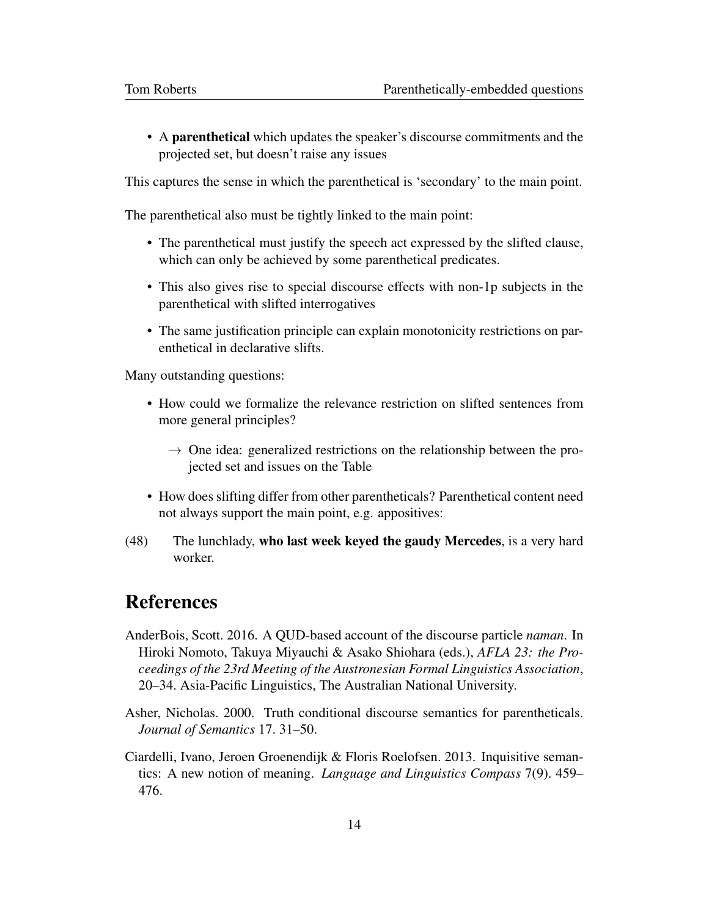- A **parenthetical** which updates the speaker's discourse commitments and the projected set, but doesn't raise any issues

This captures the sense in which the parenthetical is 'secondary' to the main point.

The parenthetical also must be tightly linked to the main point:

- The parenthetical must justify the speech act expressed by the slifted clause, which can only be achieved by some parenthetical predicates.
- This also gives rise to special discourse effects with non-1p subjects in the parenthetical with slifted interrogatives
- The same justification principle can explain monotonicity restrictions on parenthetical in declarative slifts.

Many outstanding questions:

- How could we formalize the relevance restriction on slifted sentences from more general principles?
  - $\rightarrow$ One idea: generalized restrictions on the relationship between the projected set and issues on the Table
- How does slifting differ from other parentheticals? Parenthetical content need not always support the main point, e.g. appositives:

(48) The lunchlady, **who last week keyed the gaudy Mercedes**, is a very hard worker.

# References

AnderBois, Scott. 2016. A QUD-based account of the discourse particle *naman*. In Hiroki Nomoto, Takuya Miyauchi & Asako Shiohara (eds.), *AFLA 23: the Proceedings of the 23rd Meeting of the Austronesian Formal Linguistics Association*, 20–34. Asia-Pacific Linguistics, The Australian National University.

Asher, Nicholas. 2000. Truth conditional discourse semantics for parentheticals. *Journal of Semantics* 17. 31–50.

Ciardelli, Ivano, Jeroen Groenendijk & Floris Roelofsen. 2013. Inquisitive semantics: A new notion of meaning. *Language and Linguistics Compass* 7(9). 459–476.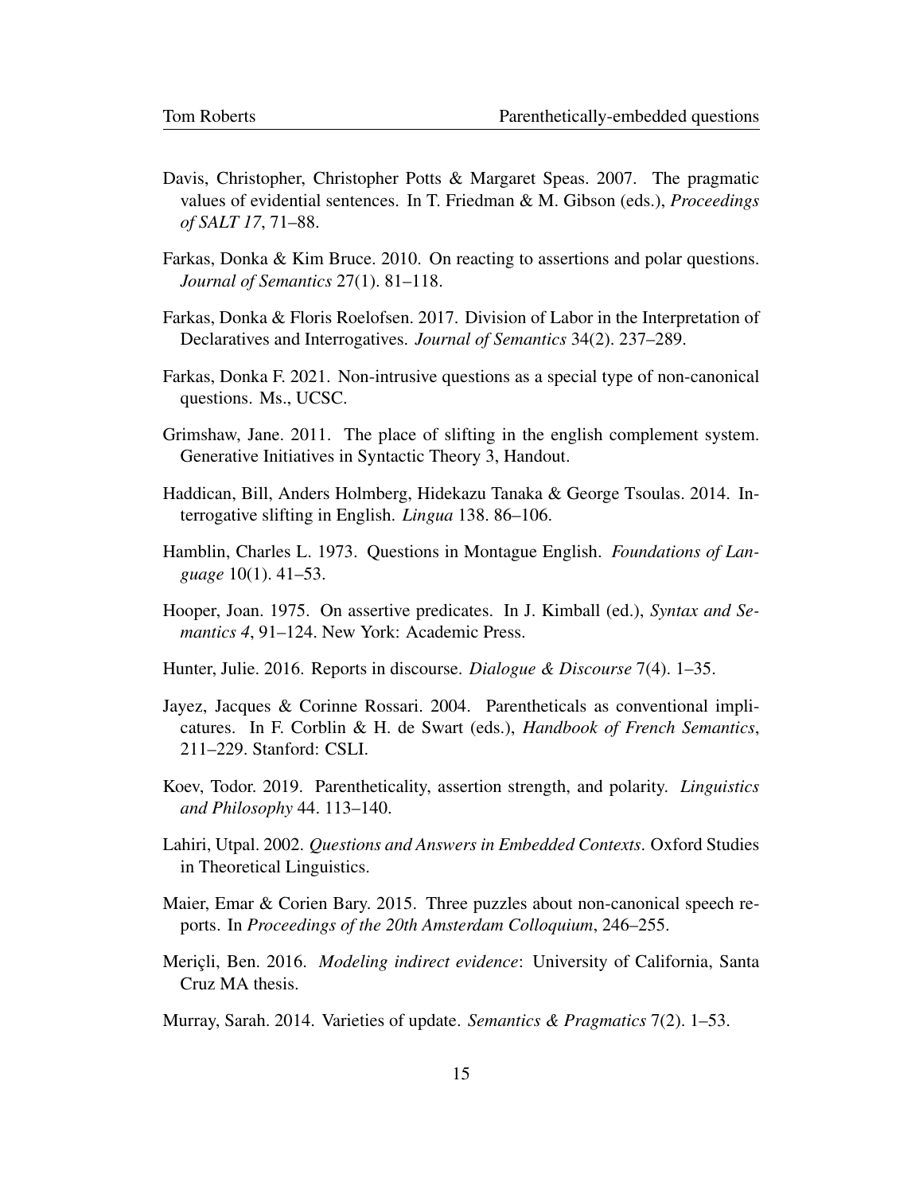Davis, Christopher, Christopher Potts & Margaret Speas. 2007. The pragmatic values of evidential sentences. In T. Friedman & M. Gibson (eds.), *Proceedings of SALT 17*, 71–88.

Farkas, Donka & Kim Bruce. 2010. On reacting to assertions and polar questions. *Journal of Semantics* 27(1). 81–118.

Farkas, Donka & Floris Roelofsen. 2017. Division of Labor in the Interpretation of Declaratives and Interrogatives. *Journal of Semantics* 34(2). 237–289.

Farkas, Donka F. 2021. Non-intrusive questions as a special type of non-canonical questions. Ms., UCSC.

Grimshaw, Jane. 2011. The place of slifting in the english complement system. Generative Initiatives in Syntactic Theory 3, Handout.

Haddican, Bill, Anders Holmberg, Hidekazu Tanaka & George Tsoulas. 2014. Interrogative slifting in English. *Lingua* 138. 86–106.

Hamblin, Charles L. 1973. Questions in Montague English. *Foundations of Language* 10(1). 41–53.

Hooper, Joan. 1975. On assertive predicates. In J. Kimball (ed.), *Syntax and Semantics 4*, 91–124. New York: Academic Press.

Hunter, Julie. 2016. Reports in discourse. *Dialogue & Discourse* 7(4). 1–35.

Jayez, Jacques & Corinne Rossari. 2004. Parentheticals as conventional implicatures. In F. Corblin & H. de Swart (eds.), *Handbook of French Semantics*, 211–229. Stanford: CSLI.

Koev, Todor. 2019. Parentheticality, assertion strength, and polarity. *Linguistics and Philosophy* 44. 113–140.

Lahiri, Utpal. 2002. *Questions and Answers in Embedded Contexts*. Oxford Studies in Theoretical Linguistics.

Maier, Emar & Corien Bary. 2015. Three puzzles about non-canonical speech reports. In *Proceedings of the 20th Amsterdam Colloquium*, 246–255.

Meriçli, Ben. 2016. *Modeling indirect evidence*: University of California, Santa Cruz MA thesis.

Murray, Sarah. 2014. Varieties of update. *Semantics & Pragmatics* 7(2). 1–53.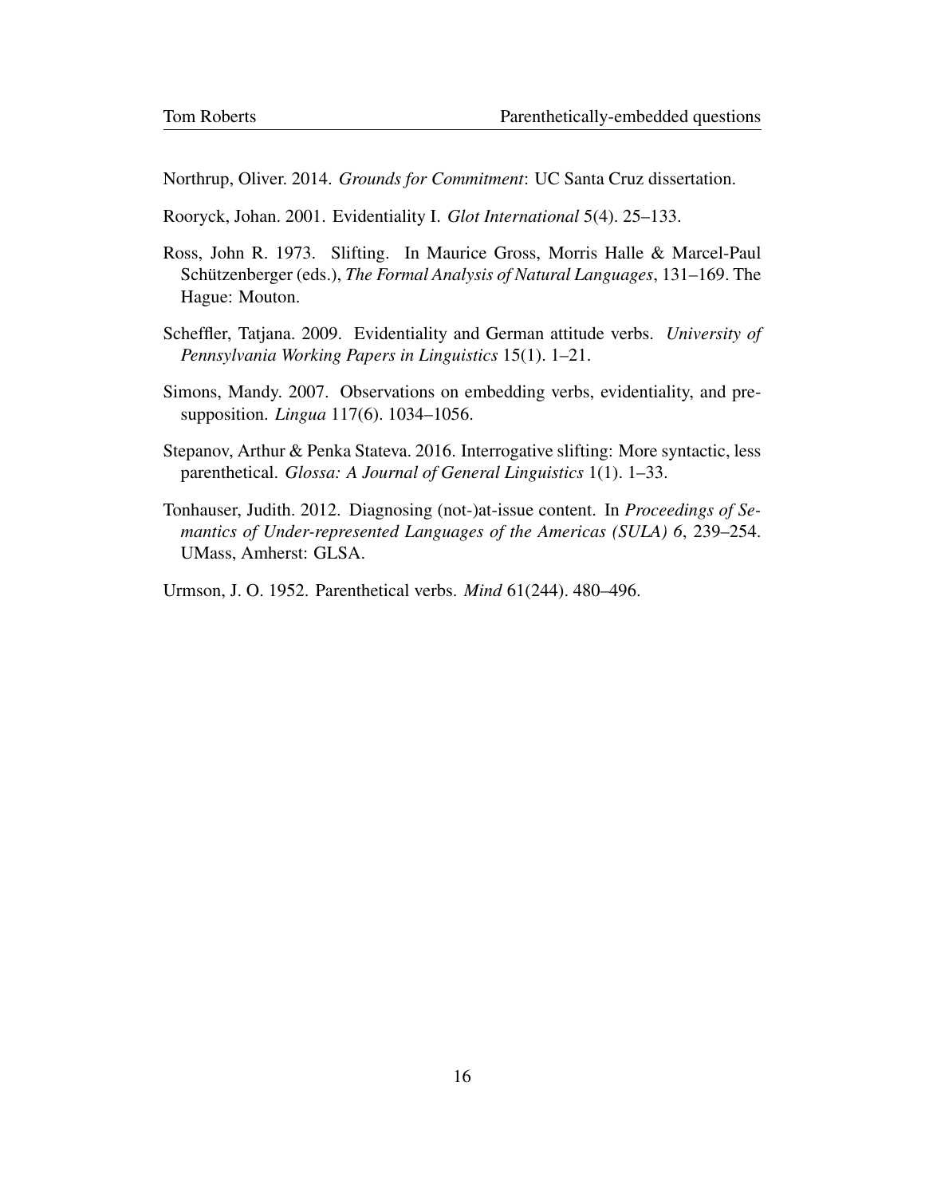Northrup, Oliver. 2014. *Grounds for Commitment*: UC Santa Cruz dissertation.

Rooryck, Johan. 2001. Evidentiality I. *Glot International* 5(4). 25–133.

Ross, John R. 1973. Slifting. In Maurice Gross, Morris Halle & Marcel-Paul Schützenberger (eds.), *The Formal Analysis of Natural Languages*, 131–169. The Hague: Mouton.

Scheffler, Tatjana. 2009. Evidentiality and German attitude verbs. *University of Pennsylvania Working Papers in Linguistics* 15(1). 1–21.

Simons, Mandy. 2007. Observations on embedding verbs, evidentiality, and presupposition. *Lingua* 117(6). 1034–1056.

Stepanov, Arthur & Penka Stateva. 2016. Interrogative slifting: More syntactic, less parenthetical. *Glossa: A Journal of General Linguistics* 1(1). 1–33.

Tonhauser, Judith. 2012. Diagnosing (not-)at-issue content. In *Proceedings of Semantics of Under-represented Languages of the Americas (SULA) 6*, 239–254. UMass, Amherst: GLSA.

Urmson, J. O. 1952. Parenthetical verbs. *Mind* 61(244). 480–496.